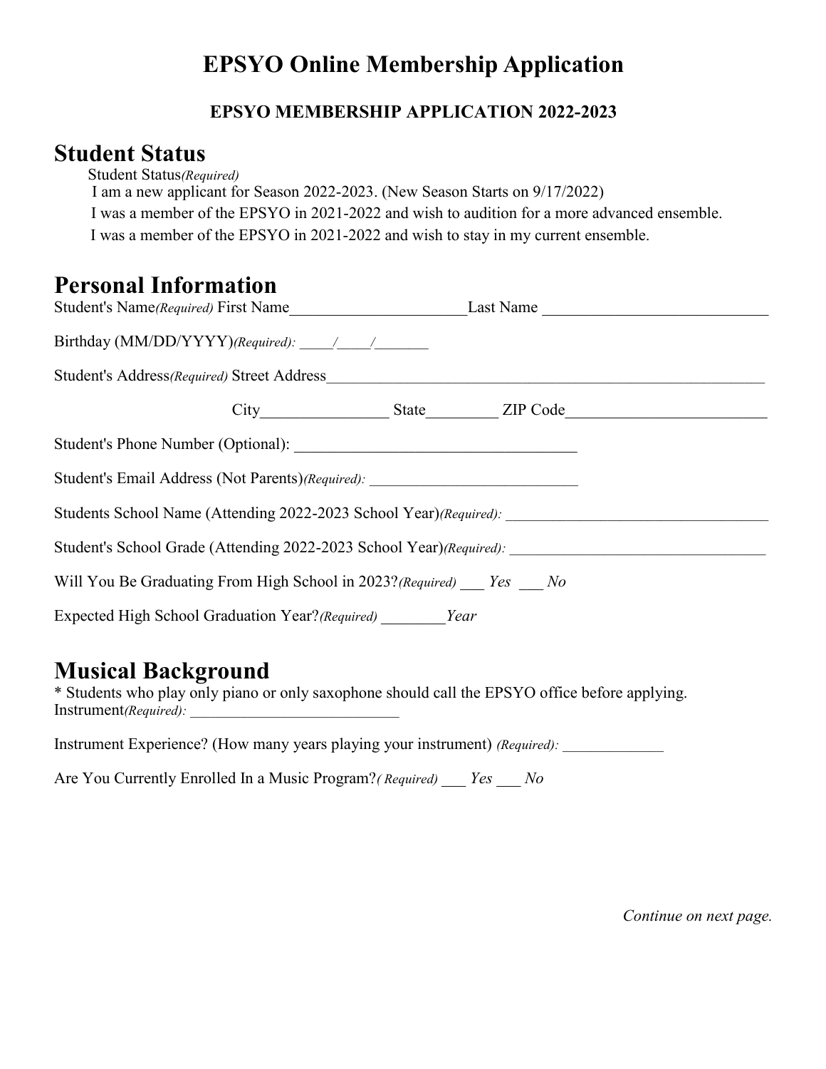# EPSYO Online Membership Application

### EPSYO MEMBERSHIP APPLICATION 2022-2023

## Student Status

Student Status*(Required)*

I am a new applicant for Season 2022-2023. (New Season Starts on 9/17/2022)

I was a member of the EPSYO in 2021-2022 and wish to audition for a more advanced ensemble.

I was a member of the EPSYO in 2021-2022 and wish to stay in my current ensemble.

## Personal Information

Student's Name*(Required)* First Name______________________Last Name ____________________________

Birthday (MM/DD/YYYY)*(Required): ____/____/_______*

Student's Address*(Required)* Street Address_______________________________________________________

City________________ State_________ ZIP Code_________________________

Student's Phone Number (Optional): ___________________________________

Student's Email Address (Not Parents)*(Required):* ___________________________

Students School Name (Attending 2022-2023 School Year)*(Required):* _________________________________

Student's School Grade (Attending 2022-2023 School Year)*(Required):* ________________________________

Will You Be Graduating From High School in 2023?*(Required)* ___ *Yes* ___ *No*

Expected High School Graduation Year?*(Required)* ________*Year*

## Musical Background

* Students who play only piano or only saxophone should call the EPSYO office before applying.

Instrument*(Required):* ___________________________

Instrument Experience? (How many years playing your instrument) *(Required):* _____________

Are You Currently Enrolled In a Music Program?*( Required)* ___ *Yes* ___ *No*

*Continue on next page.*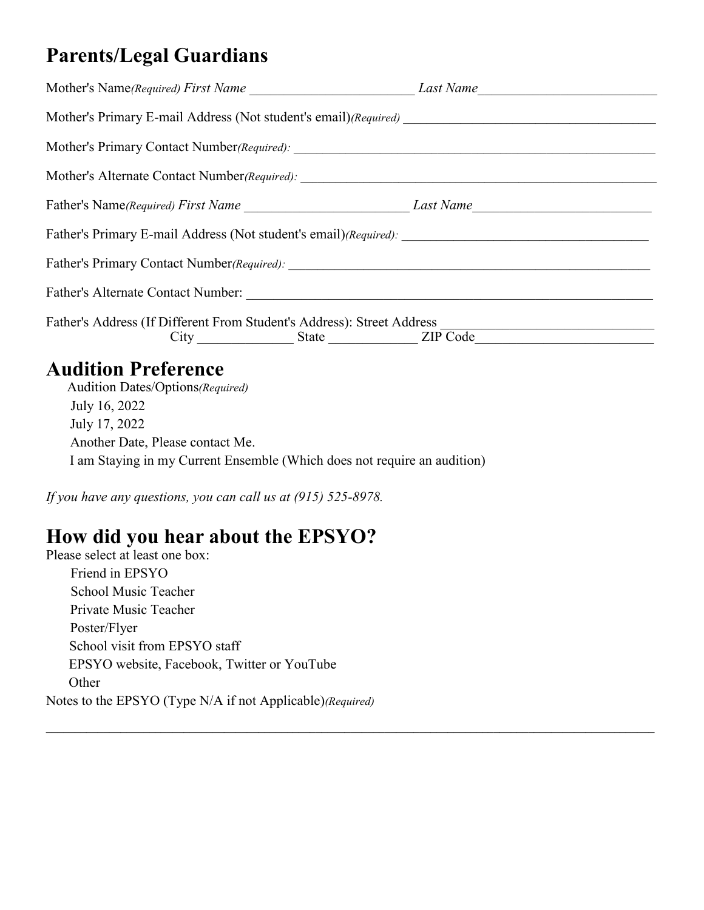## Parents/Legal Guardians

Mother's Name*(Required) First Name* ________________________ *Last Name*________________________

Mother's Primary E-mail Address (Not student's email)*(Required)* ____________________________________

Mother's Primary Contact Number*(Required):* ________________________________________________________

Mother's Alternate Contact Number*(Required):* ______________________________________________________

Father's Name*(Required) First Name* ________________________ *Last Name*________________________

Father's Primary E-mail Address (Not student's email)*(Required):* ____________________________________

Father's Primary Contact Number*(Required):* ________________________________________________________

Father's Alternate Contact Number: __________________________________________________________

Father's Address (If Different From Student's Address): Street Address ______________________________
City ______________ State _____________ ZIP Code_________________________

## Audition Preference

Audition Dates/Options*(Required)*

July 16, 2022
July 17, 2022
Another Date, Please contact Me.
I am Staying in my Current Ensemble (Which does not require an audition)

*If you have any questions, you can call us at (915) 525-8978.*

## How did you hear about the EPSYO?

Please select at least one box:

Friend in EPSYO
School Music Teacher
Private Music Teacher
Poster/Flyer
School visit from EPSYO staff
EPSYO website, Facebook, Twitter or YouTube
Other

Notes to the EPSYO (Type N/A if not Applicable)*(Required)*

______________________________________________________________________________________